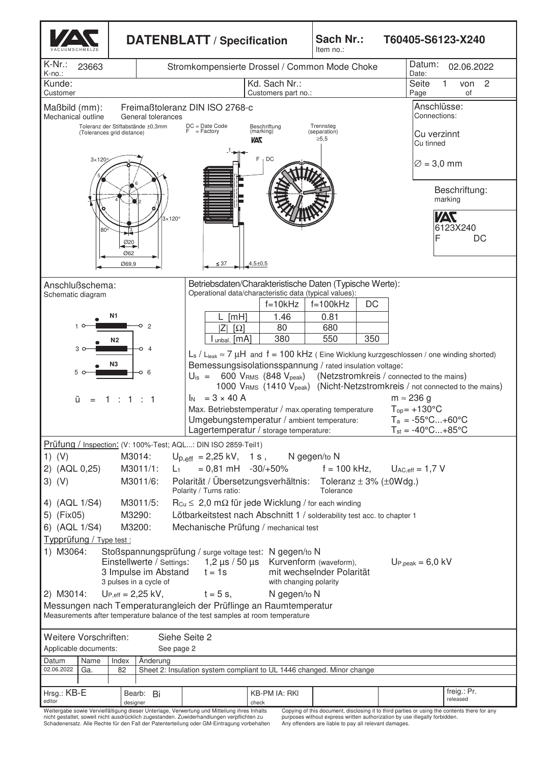# DATENBLATT / Specification

**Sach Nr.:** / Item no.: **T60405-S6123-X240**

| K-Nr.: / K-no.: 23663 | Stromkompensierte Drossel / Common Mode Choke | Datum: / Date: 02.06.2022 |
|---|---|---|
| Kunde: / Customer | Kd. Sach Nr.: / Customers part no.: | Seite 1 von 2 / Page of |

## Maßbild (mm): / Mechanical outline

Freimaßtoleranz DIN ISO 2768-c / General tolerances

Toleranz der Stiftabstände ±0,3mm (Tolerances grid distance)

DC = Date Code
F = Factory

Beschriftung (marking)

Trennsteg (separation) ≥5,5

3×120°, 80°, Ø20, Ø62, Ø69,9, 3×120°, ≤ 37, 4,5±0,5

**Anschlüsse:** / Connections:

Cu verzinnt / Cu tinned

∅ = 3,0 mm

**Beschriftung:** / marking

VAC
6123X240
F DC

## Anschlußschema: / Schematic diagram

N1: 1 – 2
N2: 3 – 4
N3: 5 – 6

ü = 1 : 1 : 1

## Betriebsdaten/Charakteristische Daten (Typische Werte): / Operational data/characteristic data (typical values):

| | f=10kHz | f=100kHz | DC |
|---|---|---|---|
| L [mH] | 1.46 | 0.81 | |
| \|Z\| [Ω] | 80 | 680 | |
| $I_{unbal.}$ [mA] | 380 | 550 | 350 |

$L_s$ / $L_{leak}$ ≈ 7 µH and f = 100 kHz ( Eine Wicklung kurzgeschlossen / one winding shorted)

Bemessungsisolationsspannung / rated insulation voltage:

$U_{is}$ = 600 $V_{RMS}$ (848 $V_{peak}$) (Netzstromkreis / connected to the mains)
1000 $V_{RMS}$ (1410 $V_{peak}$) (Nicht-Netzstromkreis / not connected to the mains)

$I_N$ = 3 × 40 A — m ≈ 236 g

Max. Betriebstemperatur / max.operating temperature — $T_{op}$ = +130°C

Umgebungstemperatur / ambient temperature: — $T_a$ = -55°C...+60°C

Lagertemperatur / storage temperature: — $T_{st}$ = -40°C...+85°C

## Prüfung / Inspection: (V: 100%-Test; AQL...: DIN ISO 2859-Teil1)

1) (V) M3014: $U_{p,eff}$ = 2,25 kV, 1 s , N gegen/to N

2) (AQL 0,25) M3011/1: $L_1$ = 0,81 mH -30/+50% f = 100 kHz, $U_{AC,eff}$ = 1,7 V

3) (V) M3011/6: Polarität / Übersetzungsverhältnis: Polarity / Turns ratio: Toleranz ± 3% (±0Wdg.) Tolerance

4) (AQL 1/S4) M3011/5: $R_{Cu}$ ≤ 2,0 mΩ für jede Wicklung / for each winding

5) (Fix05) M3290: Lötbarkeitstest nach Abschnitt 1 / solderability test acc. to chapter 1

6) (AQL 1/S4) M3200: Mechanische Prüfung / mechanical test

## Typprüfung / Type test :

1) M3064: Stoßspannungsprüfung / surge voltage test: N gegen/to N
Einstellwerte / Settings: 1,2 µs / 50 µs Kurvenform (waveform), $U_{P,peak}$ = 6,0 kV
3 Impulse im Abstand t = 1s mit wechselnder Polarität
3 pulses in a cycle of with changing polarity

2) M3014: $U_{P,eff}$ = 2,25 kV, t = 5 s, N gegen/to N

Messungen nach Temperaturangleich der Prüflinge an Raumtemperatur
Measurements after temperature balance of the test samples at room temperature

Weitere Vorschriften: / Applicable documents: Siehe Seite 2 / See page 2

| Datum | Name | Index | Änderung |
|---|---|---|---|
| 02.06.2022 | Ga. | 82 | Sheet 2: Insulation system compliant to UL 1446 changed. Minor change |

| Hrsg.: KB-E (editor) | Bearb.: Bi (designer) | KB-PM IA: RKl (check) | freig.: Pr. (released) |
|---|---|---|---|

Weitergabe sowie Vervielfältigung dieser Unterlage, Verwertung und Mitteilung ihres Inhalts nicht gestattet, soweit nicht ausdrücklich zugestanden. Zuwiderhandlungen verpflichten zu Schadenersatz. Alle Rechte für den Fall der Patenterteilung oder GM-Eintragung vorbehalten

Copying of this document, disclosing it to third parties or using the contents there for any purposes without express written authorization by use illegally forbidden. Any offenders are liable to pay all relevant damages.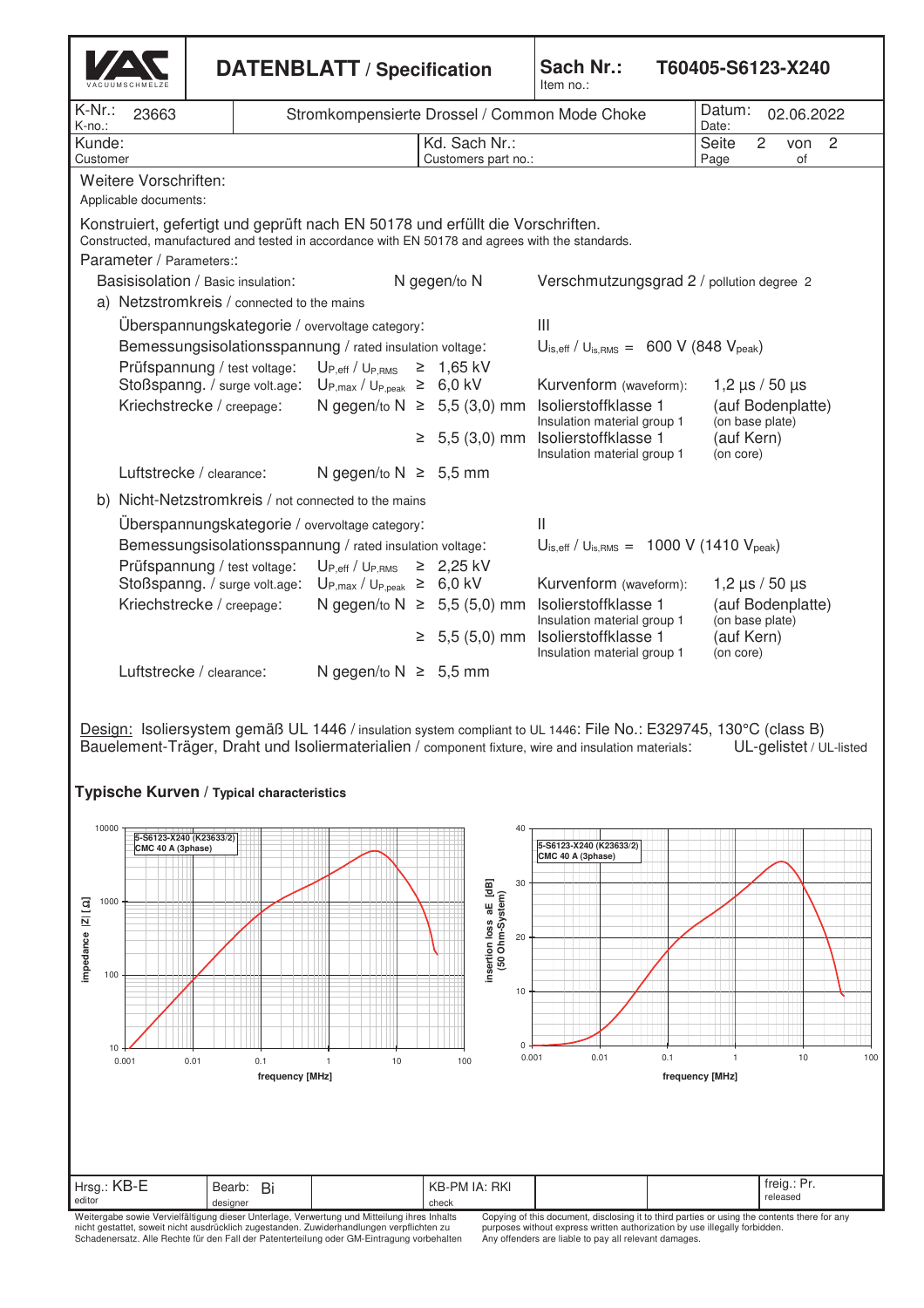# DATENBLATT / Specification

**Sach Nr.:** T60405-S6123-X240
Item no.:

| | | | |
|---|---|---|---|
| K-Nr.: 23663<br>K-no.: | Stromkompensierte Drossel / Common Mode Choke | | Datum: 02.06.2022<br>Date: |
| Kunde:<br>Customer | | Kd. Sach Nr.:<br>Customers part no.: | Seite 2 von 2<br>Page of |

Weitere Vorschriften:
Applicable documents:

Konstruiert, gefertigt und geprüft nach EN 50178 und erfüllt die Vorschriften.
Constructed, manufactured and tested in accordance with EN 50178 and agrees with the standards.

Parameter / Parameters::

Basisisolation / Basic insulation: N gegen/to N — Verschmutzungsgrad 2 / pollution degree 2

a) Netzstromkreis / connected to the mains

| | | | | |
|---|---|---|---|---|
| Überspannungskategorie / overvoltage category: | | | III | |
| Bemessungsisolationsspannung / rated insulation voltage: | | | $U_{is,eff}$ / $U_{is,RMS}$ = 600 V (848 $V_{peak}$) | |
| Prüfspannung / test voltage: | $U_{P,eff}$ / $U_{P,RMS}$ | ≥ 1,65 kV | | |
| Stoßspanng. / surge volt.age: | $U_{P,max}$ / $U_{P,peak}$ | ≥ 6,0 kV | Kurvenform (waveform): | 1,2 µs / 50 µs |
| Kriechstrecke / creepage: | N gegen/to N | ≥ 5,5 (3,0) mm | Isolierstoffklasse 1<br>Insulation material group 1 | (auf Bodenplatte)<br>(on base plate) |
| | | ≥ 5,5 (3,0) mm | Isolierstoffklasse 1<br>Insulation material group 1 | (auf Kern)<br>(on core) |
| Luftstrecke / clearance: | N gegen/to N | ≥ 5,5 mm | | |

b) Nicht-Netzstromkreis / not connected to the mains

| | | | | |
|---|---|---|---|---|
| Überspannungskategorie / overvoltage category: | | | II | |
| Bemessungsisolationsspannung / rated insulation voltage: | | | $U_{is,eff}$ / $U_{is,RMS}$ = 1000 V (1410 $V_{peak}$) | |
| Prüfspannung / test voltage: | $U_{P,eff}$ / $U_{P,RMS}$ | ≥ 2,25 kV | | |
| Stoßspanng. / surge volt.age: | $U_{P,max}$ / $U_{P,peak}$ | ≥ 6,0 kV | Kurvenform (waveform): | 1,2 µs / 50 µs |
| Kriechstrecke / creepage: | N gegen/to N | ≥ 5,5 (5,0) mm | Isolierstoffklasse 1<br>Insulation material group 1 | (auf Bodenplatte)<br>(on base plate) |
| | | ≥ 5,5 (5,0) mm | Isolierstoffklasse 1<br>Insulation material group 1 | (auf Kern)<br>(on core) |
| Luftstrecke / clearance: | N gegen/to N | ≥ 5,5 mm | | |

Design: Isoliersystem gemäß UL 1446 / insulation system compliant to UL 1446: File No.: E329745, 130°C (class B)
Bauelement-Träger, Draht und Isoliermaterialien / component fixture, wire and insulation materials: UL-gelistet / UL-listed

## Typische Kurven / Typical characteristics

5-S6123-X240 (K23633/2)
CMC 40 A (3phase)
impedance |Z| [Ω]
10000
1000
100
10
0.001
0.01
0.1
1
10
100
frequency [MHz]

5-S6123-X240 (K23633/2)
CMC 40 A (3phase)
insertion loss aE [dB]
(50 Ohm-System)
40
30
20
10
0
0.001
0.01
0.1
1
10
100
frequency [MHz]

| | | | | | |
|---|---|---|---|---|---|
| Hrsg.: KB-E<br>editor | Bearb: Bi<br>designer | | KB-PM IA: RKl<br>check | | freig.: Pr.<br>released |

Weitergabe sowie Vervielfältigung dieser Unterlage, Verwertung und Mitteilung ihres Inhalts nicht gestattet, soweit nicht ausdrücklich zugestanden. Zuwiderhandlungen verpflichten zu Schadenersatz. Alle Rechte für den Fall der Patenterteilung oder GM-Eintragung vorbehalten

Copying of this document, disclosing it to third parties or using the contents there for any purposes without express written authorization by use illegally forbidden. Any offenders are liable to pay all relevant damages.